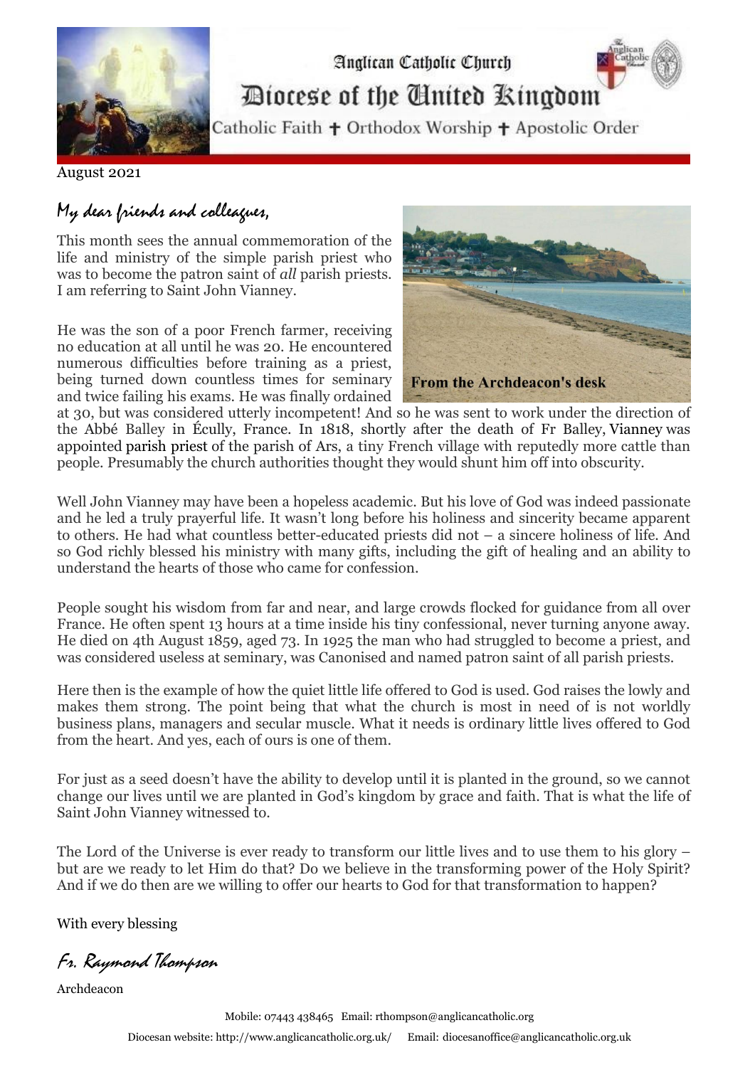Anglican Catholic Church

# Diocese of the United Kingdom

Catholic Faith ✝ Orthodox Worship ✝ Apostolic Order

August 2021

*My dear friends and colleagues,*

This month sees the annual commemoration of the life and ministry of the simple parish priest who was to become the patron saint of *all* parish priests. I am referring to Saint John Vianney.

**From the Archdeacon's desk**

He was the son of a poor French farmer, receiving no education at all until he was 20. He encountered numerous difficulties before training as a priest, being turned down countless times for seminary and twice failing his exams. He was finally ordained at 30, but was considered utterly incompetent! And so he was sent to work under the direction of the Abbé Balley in Écully, France. In 1818, shortly after the death of Fr Balley, Vianney was appointed parish priest of the parish of Ars, a tiny French village with reputedly more cattle than people. Presumably the church authorities thought they would shunt him off into obscurity.

Well John Vianney may have been a hopeless academic. But his love of God was indeed passionate and he led a truly prayerful life. It wasn't long before his holiness and sincerity became apparent to others. He had what countless better-educated priests did not – a sincere holiness of life. And so God richly blessed his ministry with many gifts, including the gift of healing and an ability to understand the hearts of those who came for confession.

People sought his wisdom from far and near, and large crowds flocked for guidance from all over France. He often spent 13 hours at a time inside his tiny confessional, never turning anyone away. He died on 4th August 1859, aged 73. In 1925 the man who had struggled to become a priest, and was considered useless at seminary, was Canonised and named patron saint of all parish priests.

Here then is the example of how the quiet little life offered to God is used. God raises the lowly and makes them strong. The point being that what the church is most in need of is not worldly business plans, managers and secular muscle. What it needs is ordinary little lives offered to God from the heart. And yes, each of ours is one of them.

For just as a seed doesn't have the ability to develop until it is planted in the ground, so we cannot change our lives until we are planted in God's kingdom by grace and faith. That is what the life of Saint John Vianney witnessed to.

The Lord of the Universe is ever ready to transform our little lives and to use them to his glory – but are we ready to let Him do that? Do we believe in the transforming power of the Holy Spirit? And if we do then are we willing to offer our hearts to God for that transformation to happen?

With every blessing

*Fr. Raymond Thompson*

Archdeacon

Mobile: 07443 438465 Email: rthompson@anglicancatholic.org

Diocesan website: http://www.anglicancatholic.org.uk/ Email: diocesanoffice@anglicancatholic.org.uk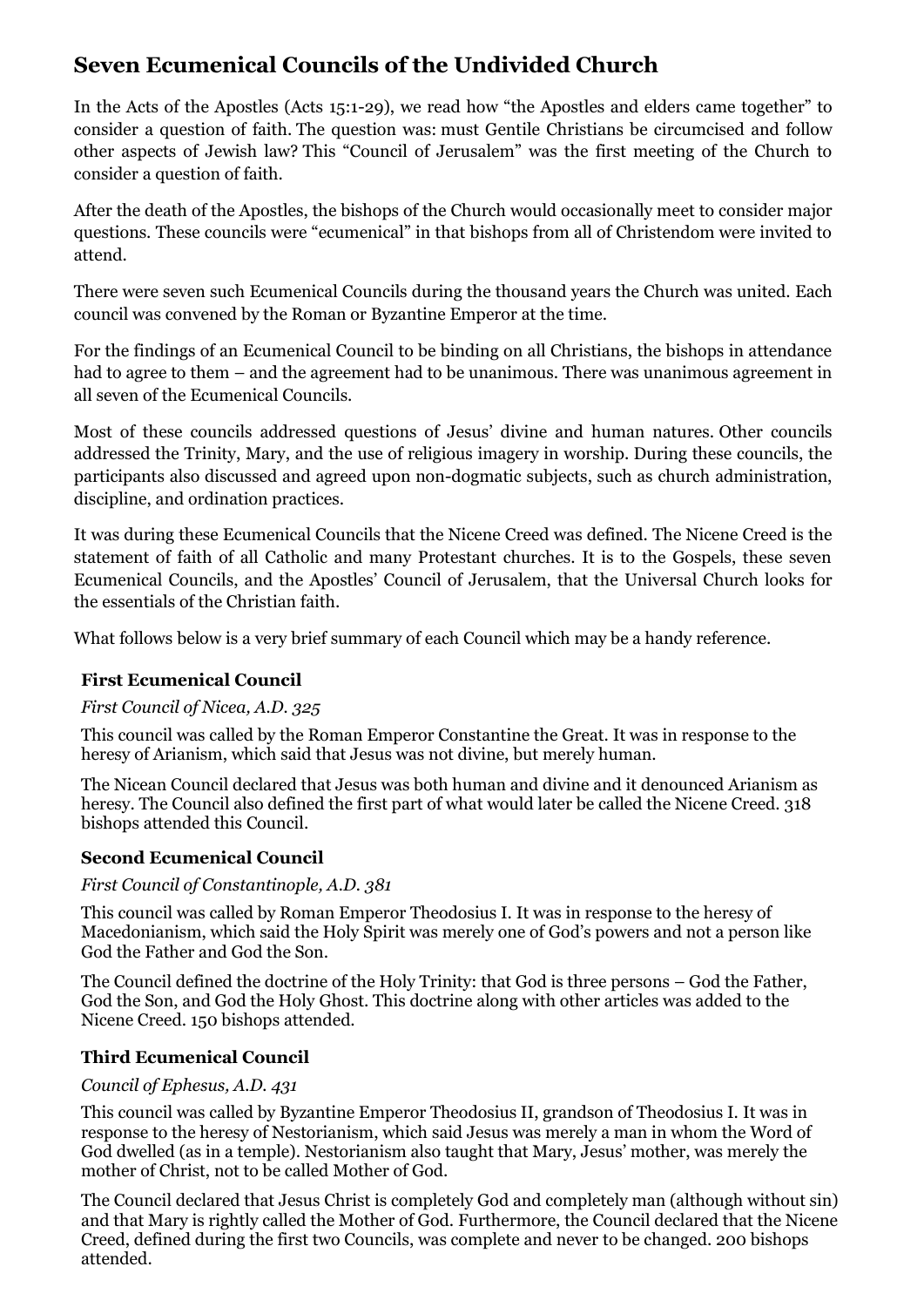# Seven Ecumenical Councils of the Undivided Church

In the Acts of the Apostles (Acts 15:1-29), we read how "the Apostles and elders came together" to consider a question of faith. The question was: must Gentile Christians be circumcised and follow other aspects of Jewish law? This "Council of Jerusalem" was the first meeting of the Church to consider a question of faith.

After the death of the Apostles, the bishops of the Church would occasionally meet to consider major questions. These councils were "ecumenical" in that bishops from all of Christendom were invited to attend.

There were seven such Ecumenical Councils during the thousand years the Church was united. Each council was convened by the Roman or Byzantine Emperor at the time.

For the findings of an Ecumenical Council to be binding on all Christians, the bishops in attendance had to agree to them – and the agreement had to be unanimous. There was unanimous agreement in all seven of the Ecumenical Councils.

Most of these councils addressed questions of Jesus' divine and human natures. Other councils addressed the Trinity, Mary, and the use of religious imagery in worship. During these councils, the participants also discussed and agreed upon non-dogmatic subjects, such as church administration, discipline, and ordination practices.

It was during these Ecumenical Councils that the Nicene Creed was defined. The Nicene Creed is the statement of faith of all Catholic and many Protestant churches. It is to the Gospels, these seven Ecumenical Councils, and the Apostles' Council of Jerusalem, that the Universal Church looks for the essentials of the Christian faith.

What follows below is a very brief summary of each Council which may be a handy reference.

### First Ecumenical Council

*First Council of Nicea, A.D. 325*

This council was called by the Roman Emperor Constantine the Great. It was in response to the heresy of Arianism, which said that Jesus was not divine, but merely human.

The Nicean Council declared that Jesus was both human and divine and it denounced Arianism as heresy. The Council also defined the first part of what would later be called the Nicene Creed. 318 bishops attended this Council.

### Second Ecumenical Council

*First Council of Constantinople, A.D. 381*

This council was called by Roman Emperor Theodosius I. It was in response to the heresy of Macedonianism, which said the Holy Spirit was merely one of God's powers and not a person like God the Father and God the Son.

The Council defined the doctrine of the Holy Trinity: that God is three persons – God the Father, God the Son, and God the Holy Ghost. This doctrine along with other articles was added to the Nicene Creed. 150 bishops attended.

### Third Ecumenical Council

*Council of Ephesus, A.D. 431*

This council was called by Byzantine Emperor Theodosius II, grandson of Theodosius I. It was in response to the heresy of Nestorianism, which said Jesus was merely a man in whom the Word of God dwelled (as in a temple). Nestorianism also taught that Mary, Jesus' mother, was merely the mother of Christ, not to be called Mother of God.

The Council declared that Jesus Christ is completely God and completely man (although without sin) and that Mary is rightly called the Mother of God. Furthermore, the Council declared that the Nicene Creed, defined during the first two Councils, was complete and never to be changed. 200 bishops attended.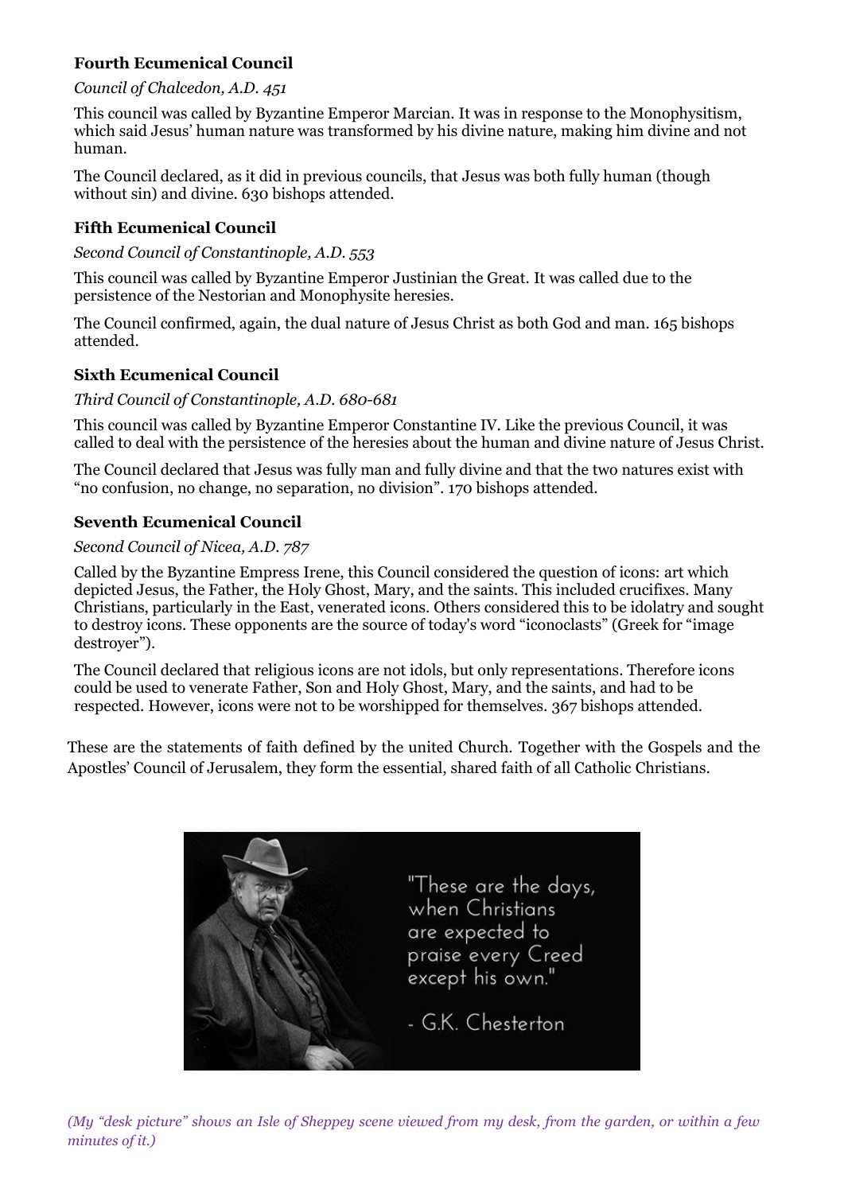### Fourth Ecumenical Council

*Council of Chalcedon, A.D. 451*

This council was called by Byzantine Emperor Marcian. It was in response to the Monophysitism, which said Jesus' human nature was transformed by his divine nature, making him divine and not human.

The Council declared, as it did in previous councils, that Jesus was both fully human (though without sin) and divine. 630 bishops attended.

### Fifth Ecumenical Council

*Second Council of Constantinople, A.D. 553*

This council was called by Byzantine Emperor Justinian the Great. It was called due to the persistence of the Nestorian and Monophysite heresies.

The Council confirmed, again, the dual nature of Jesus Christ as both God and man. 165 bishops attended.

### Sixth Ecumenical Council

*Third Council of Constantinople, A.D. 680-681*

This council was called by Byzantine Emperor Constantine IV. Like the previous Council, it was called to deal with the persistence of the heresies about the human and divine nature of Jesus Christ.

The Council declared that Jesus was fully man and fully divine and that the two natures exist with "no confusion, no change, no separation, no division". 170 bishops attended.

### Seventh Ecumenical Council

*Second Council of Nicea, A.D. 787*

Called by the Byzantine Empress Irene, this Council considered the question of icons: art which depicted Jesus, the Father, the Holy Ghost, Mary, and the saints. This included crucifixes. Many Christians, particularly in the East, venerated icons. Others considered this to be idolatry and sought to destroy icons. These opponents are the source of today's word "iconoclasts" (Greek for "image destroyer").

The Council declared that religious icons are not idols, but only representations. Therefore icons could be used to venerate Father, Son and Holy Ghost, Mary, and the saints, and had to be respected. However, icons were not to be worshipped for themselves. 367 bishops attended.

These are the statements of faith defined by the united Church. Together with the Gospels and the Apostles' Council of Jerusalem, they form the essential, shared faith of all Catholic Christians.

"These are the days, when Christians are expected to praise every Creed except his own."

- G.K. Chesterton

*(My "desk picture" shows an Isle of Sheppey scene viewed from my desk, from the garden, or within a few minutes of it.)*